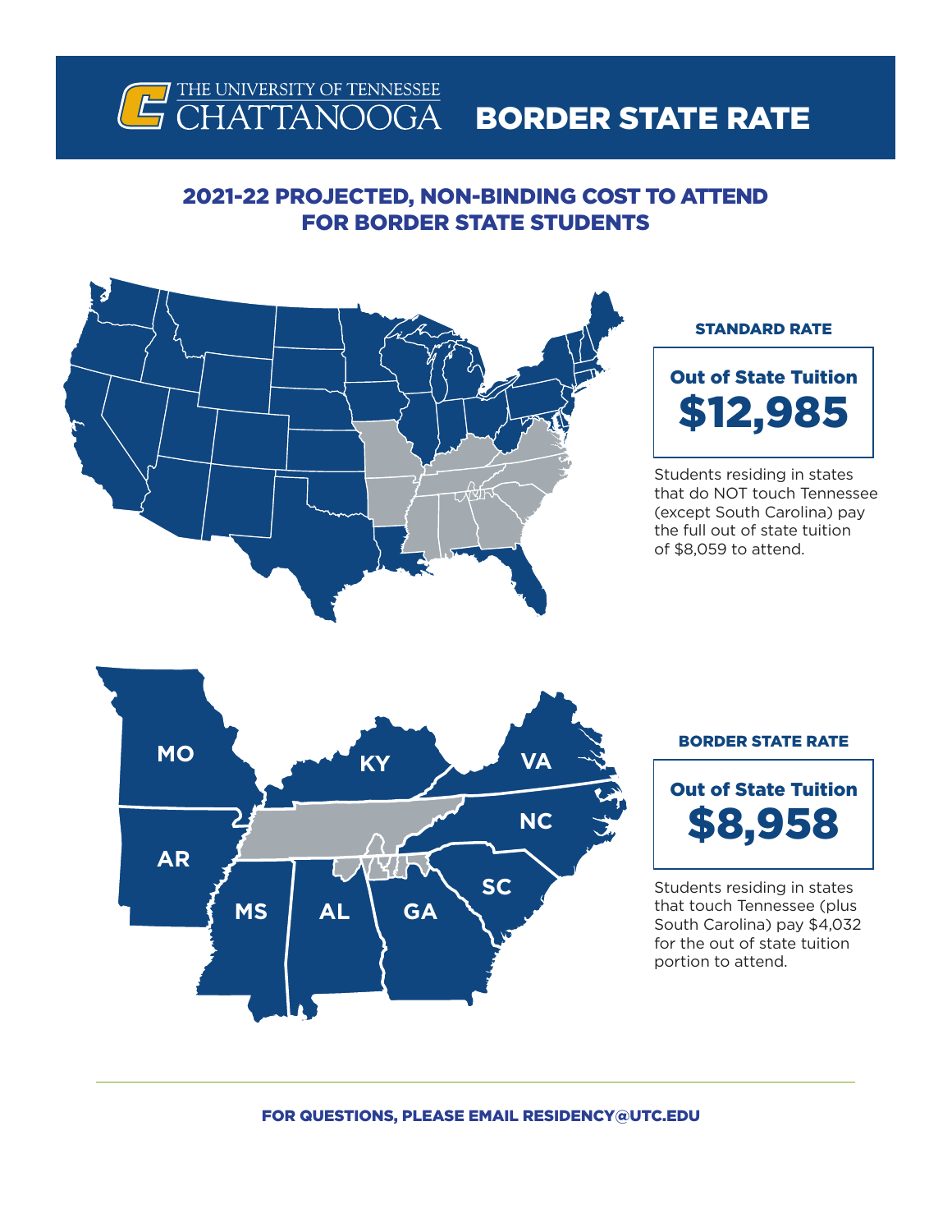# THE UNIVERSITY OF TENNESSEE CHATTANOOGA — BORDER STATE RATE

## 2021-22 PROJECTED, NON-BINDING COST TO ATTEND FOR BORDER STATE STUDENTS

MO KY VA NC AR SC MS AL GA

### STANDARD RATE

**Out of State Tuition**
**$12,985**

Students residing in states that do NOT touch Tennessee (except South Carolina) pay the full out of state tuition of $8,059 to attend.

### BORDER STATE RATE

**Out of State Tuition**
**$8,958**

Students residing in states that touch Tennessee (plus South Carolina) pay $4,032 for the out of state tuition portion to attend.

**FOR QUESTIONS, PLEASE EMAIL RESIDENCY@UTC.EDU**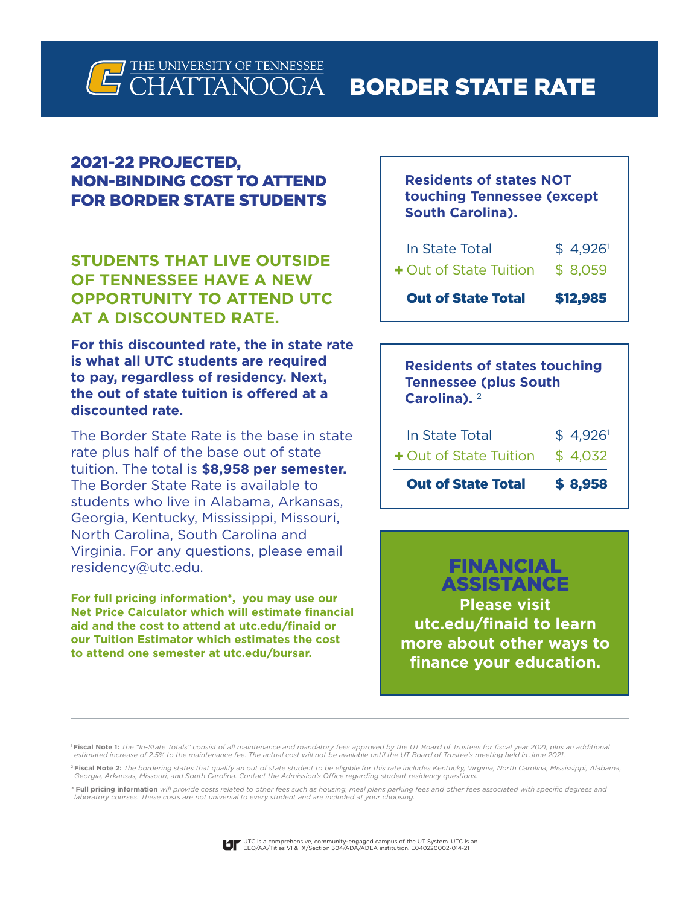# THE UNIVERSITY OF TENNESSEE CHATTANOOGA BORDER STATE RATE

## 2021-22 PROJECTED, NON-BINDING COST TO ATTEND FOR BORDER STATE STUDENTS

### STUDENTS THAT LIVE OUTSIDE OF TENNESSEE HAVE A NEW OPPORTUNITY TO ATTEND UTC AT A DISCOUNTED RATE.

**For this discounted rate, the in state rate is what all UTC students are required to pay, regardless of residency. Next, the out of state tuition is offered at a discounted rate.**

The Border State Rate is the base in state rate plus half of the base out of state tuition. The total is **$8,958 per semester.** The Border State Rate is available to students who live in Alabama, Arkansas, Georgia, Kentucky, Mississippi, Missouri, North Carolina, South Carolina and Virginia. For any questions, please email residency@utc.edu.

**For full pricing information*, you may use our Net Price Calculator which will estimate financial aid and the cost to attend at utc.edu/finaid or our Tuition Estimator which estimates the cost to attend one semester at utc.edu/bursar.**

**Residents of states NOT touching Tennessee (except South Carolina).**

| | |
|---|---|
| In State Total | $ 4,926[1] |
| + Out of State Tuition | $ 8,059 |
| **Out of State Total** | **$12,985** |

**Residents of states touching Tennessee (plus South Carolina).** [2]

| | |
|---|---|
| In State Total | $ 4,926[1] |
| + Out of State Tuition | $ 4,032 |
| **Out of State Total** | **$ 8,958** |

## FINANCIAL ASSISTANCE

**Please visit utc.edu/finaid to learn more about other ways to finance your education.**

---

[1] **Fiscal Note 1:** *The "In-State Totals" consist of all maintenance and mandatory fees approved by the UT Board of Trustees for fiscal year 2021, plus an additional estimated increase of 2.5% to the maintenance fee. The actual cost will not be available until the UT Board of Trustee's meeting held in June 2021.*

[2] **Fiscal Note 2:** *The bordering states that qualify an out of state student to be eligible for this rate includes Kentucky, Virginia, North Carolina, Mississippi, Alabama, Georgia, Arkansas, Missouri, and South Carolina. Contact the Admission's Office regarding student residency questions.*

* **Full pricing information** *will provide costs related to other fees such as housing, meal plans parking fees and other fees associated with specific degrees and laboratory courses. These costs are not universal to every student and are included at your choosing.*

UTC is a comprehensive, community-engaged campus of the UT System. UTC is an EEO/AA/Titles VI & IX/Section 504/ADA/ADEA institution. E040220002-014-21